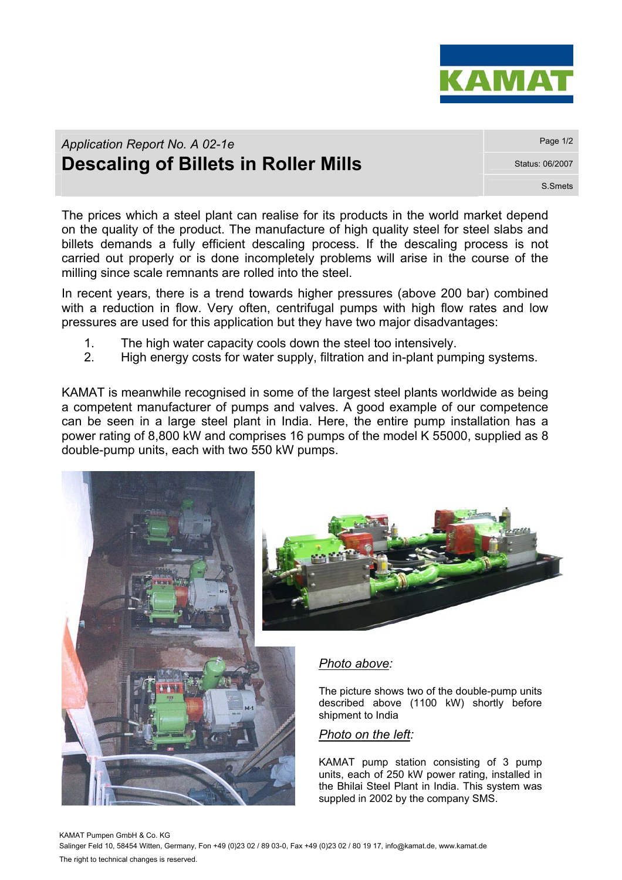*Application Report No. A 02-1e*

# Descaling of Billets in Roller Mills

Status: 06/2007

S.Smets

The prices which a steel plant can realise for its products in the world market depend on the quality of the product. The manufacture of high quality steel for steel slabs and billets demands a fully efficient descaling process. If the descaling process is not carried out properly or is done incompletely problems will arise in the course of the milling since scale remnants are rolled into the steel.

In recent years, there is a trend towards higher pressures (above 200 bar) combined with a reduction in flow. Very often, centrifugal pumps with high flow rates and low pressures are used for this application but they have two major disadvantages:

1. The high water capacity cools down the steel too intensively.
2. High energy costs for water supply, filtration and in-plant pumping systems.

KAMAT is meanwhile recognised in some of the largest steel plants worldwide as being a competent manufacturer of pumps and valves. A good example of our competence can be seen in a large steel plant in India. Here, the entire pump installation has a power rating of 8,800 kW and comprises 16 pumps of the model K 55000, supplied as 8 double-pump units, each with two 550 kW pumps.

*Photo above:*

The picture shows two of the double-pump units described above (1100 kW) shortly before shipment to India

*Photo on the left:*

KAMAT pump station consisting of 3 pump units, each of 250 kW power rating, installed in the Bhilai Steel Plant in India. This system was suppled in 2002 by the company SMS.

KAMAT Pumpen GmbH & Co. KG
Salinger Feld 10, 58454 Witten, Germany, Fon +49 (0)23 02 / 89 03-0, Fax +49 (0)23 02 / 80 19 17, info@kamat.de, www.kamat.de

The right to technical changes is reserved.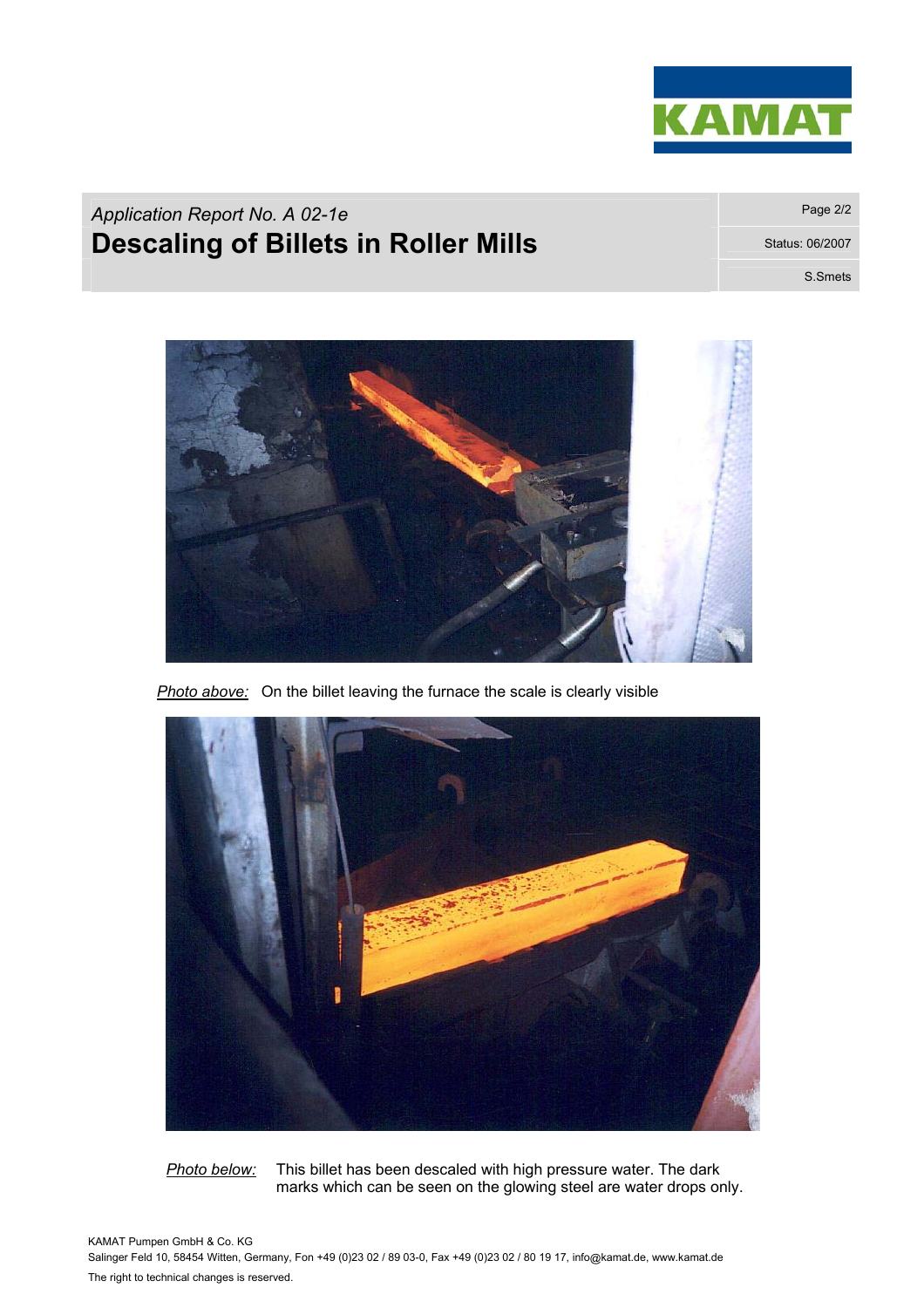*Application Report No. A 02-1e*

# Descaling of Billets in Roller Mills

*Photo above:* On the billet leaving the furnace the scale is clearly visible

*Photo below:* This billet has been descaled with high pressure water. The dark marks which can be seen on the glowing steel are water drops only.

KAMAT Pumpen GmbH & Co. KG
Salinger Feld 10, 58454 Witten, Germany, Fon +49 (0)23 02 / 89 03-0, Fax +49 (0)23 02 / 80 19 17, info@kamat.de, www.kamat.de

The right to technical changes is reserved.